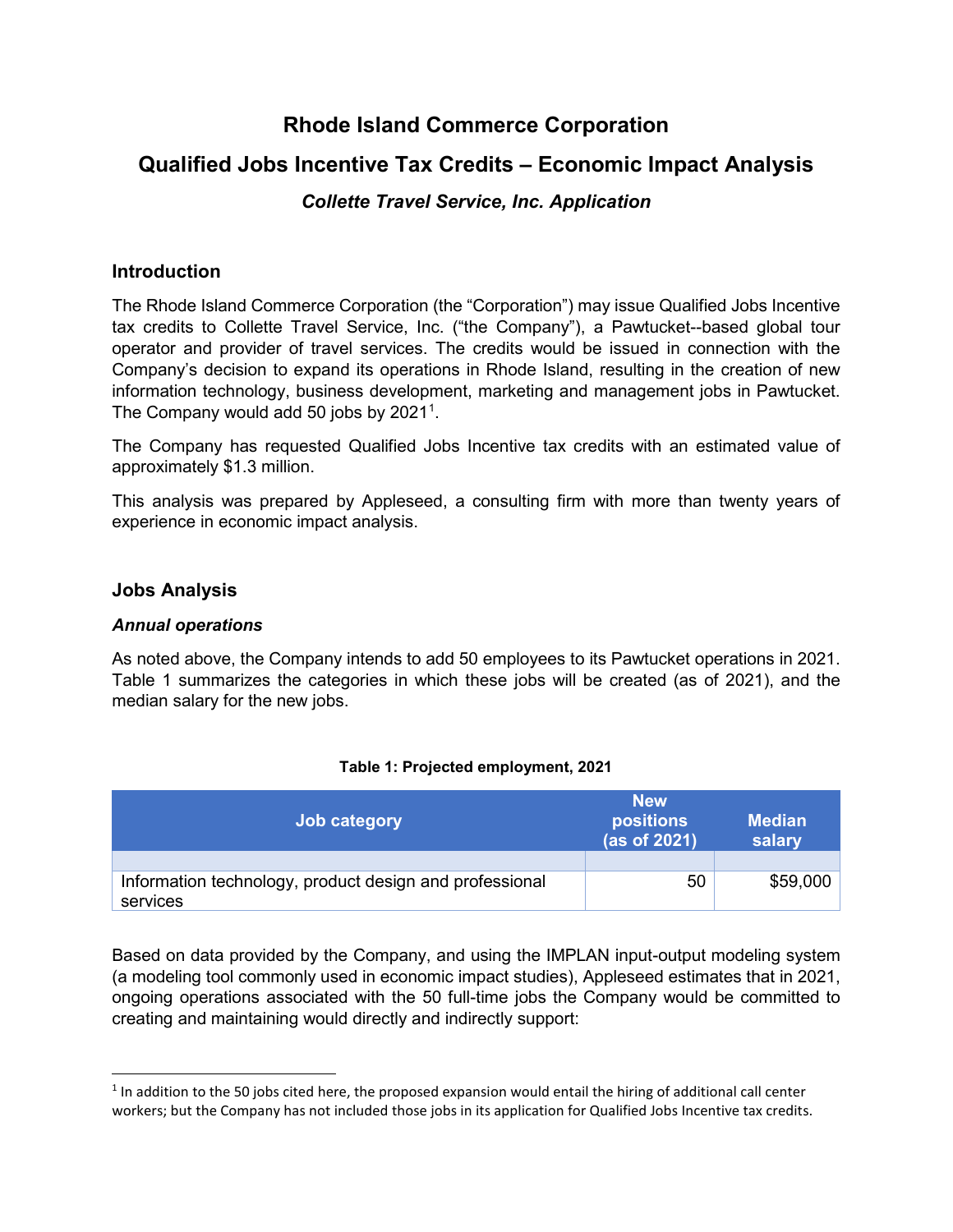# Rhode Island Commerce Corporation

# Qualified Jobs Incentive Tax Credits – Economic Impact Analysis

### *Collette Travel Service, Inc. Application*

## Introduction

The Rhode Island Commerce Corporation (the "Corporation") may issue Qualified Jobs Incentive tax credits to Collette Travel Service, Inc. ("the Company"), a Pawtucket--based global tour operator and provider of travel services. The credits would be issued in connection with the Company's decision to expand its operations in Rhode Island, resulting in the creation of new information technology, business development, marketing and management jobs in Pawtucket. The Company would add 50 jobs by 2021[1].

The Company has requested Qualified Jobs Incentive tax credits with an estimated value of approximately $1.3 million.

This analysis was prepared by Appleseed, a consulting firm with more than twenty years of experience in economic impact analysis.

## Jobs Analysis

### *Annual operations*

As noted above, the Company intends to add 50 employees to its Pawtucket operations in 2021. Table 1 summarizes the categories in which these jobs will be created (as of 2021), and the median salary for the new jobs.

**Table 1: Projected employment, 2021**

| Job category | New positions (as of 2021) | Median salary |
|---|---|---|
| | | |
| Information technology, product design and professional services | 50 | $59,000 |

Based on data provided by the Company, and using the IMPLAN input-output modeling system (a modeling tool commonly used in economic impact studies), Appleseed estimates that in 2021, ongoing operations associated with the 50 full-time jobs the Company would be committed to creating and maintaining would directly and indirectly support:

[1] In addition to the 50 jobs cited here, the proposed expansion would entail the hiring of additional call center workers; but the Company has not included those jobs in its application for Qualified Jobs Incentive tax credits.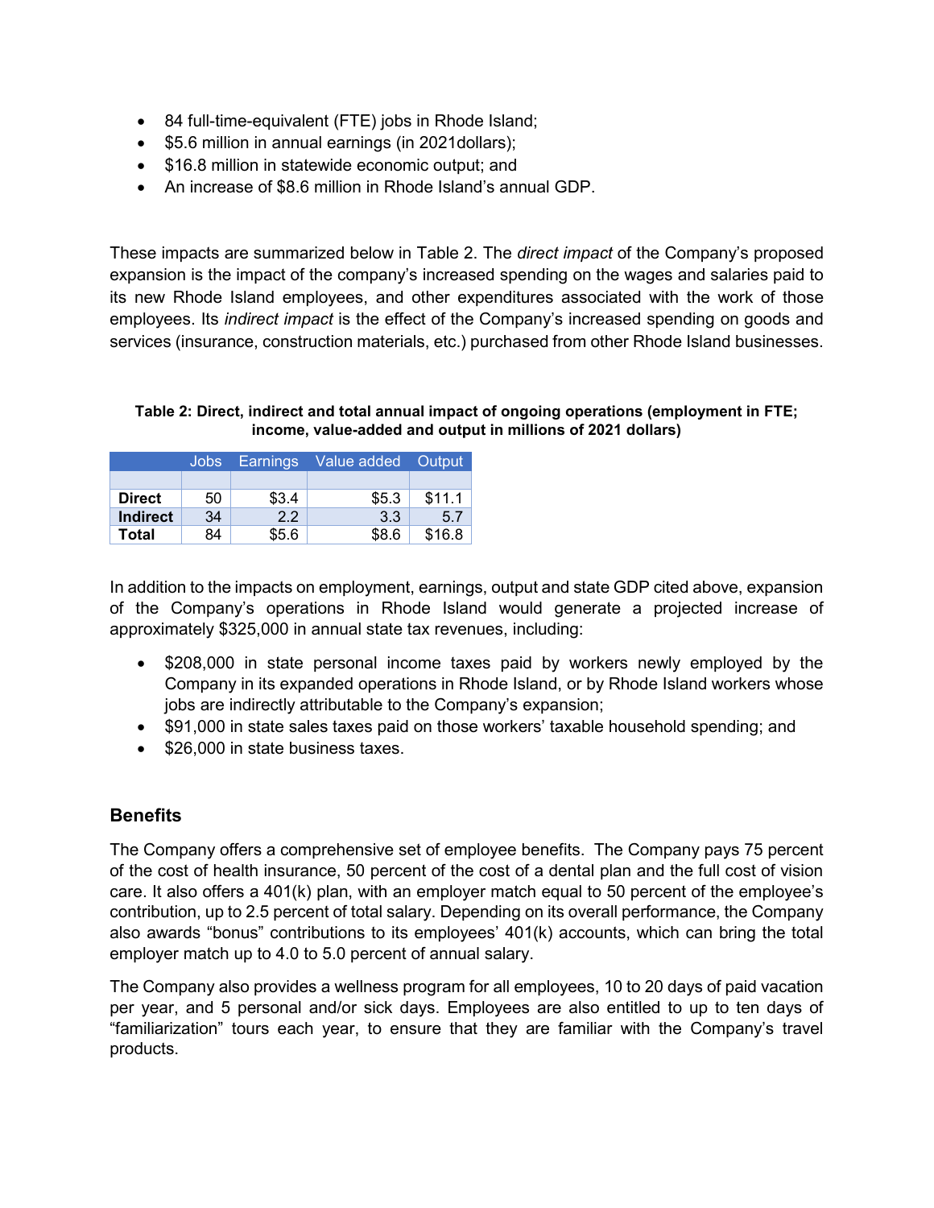- 84 full-time-equivalent (FTE) jobs in Rhode Island;
- $5.6 million in annual earnings (in 2021dollars);
- $16.8 million in statewide economic output; and
- An increase of $8.6 million in Rhode Island's annual GDP.

These impacts are summarized below in Table 2. The *direct impact* of the Company's proposed expansion is the impact of the company's increased spending on the wages and salaries paid to its new Rhode Island employees, and other expenditures associated with the work of those employees. Its *indirect impact* is the effect of the Company's increased spending on goods and services (insurance, construction materials, etc.) purchased from other Rhode Island businesses.

**Table 2: Direct, indirect and total annual impact of ongoing operations (employment in FTE; income, value-added and output in millions of 2021 dollars)**

| | Jobs | Earnings | Value added | Output |
|---|---|---|---|---|
| **Direct** | 50 | $3.4 | $5.3 | $11.1 |
| **Indirect** | 34 | 2.2 | 3.3 | 5.7 |
| **Total** | 84 | $5.6 | $8.6 | $16.8 |

In addition to the impacts on employment, earnings, output and state GDP cited above, expansion of the Company's operations in Rhode Island would generate a projected increase of approximately $325,000 in annual state tax revenues, including:

- $208,000 in state personal income taxes paid by workers newly employed by the Company in its expanded operations in Rhode Island, or by Rhode Island workers whose jobs are indirectly attributable to the Company's expansion;
- $91,000 in state sales taxes paid on those workers' taxable household spending; and
- $26,000 in state business taxes.

## Benefits

The Company offers a comprehensive set of employee benefits. The Company pays 75 percent of the cost of health insurance, 50 percent of the cost of a dental plan and the full cost of vision care. It also offers a 401(k) plan, with an employer match equal to 50 percent of the employee's contribution, up to 2.5 percent of total salary. Depending on its overall performance, the Company also awards "bonus" contributions to its employees' 401(k) accounts, which can bring the total employer match up to 4.0 to 5.0 percent of annual salary.

The Company also provides a wellness program for all employees, 10 to 20 days of paid vacation per year, and 5 personal and/or sick days. Employees are also entitled to up to ten days of "familiarization" tours each year, to ensure that they are familiar with the Company's travel products.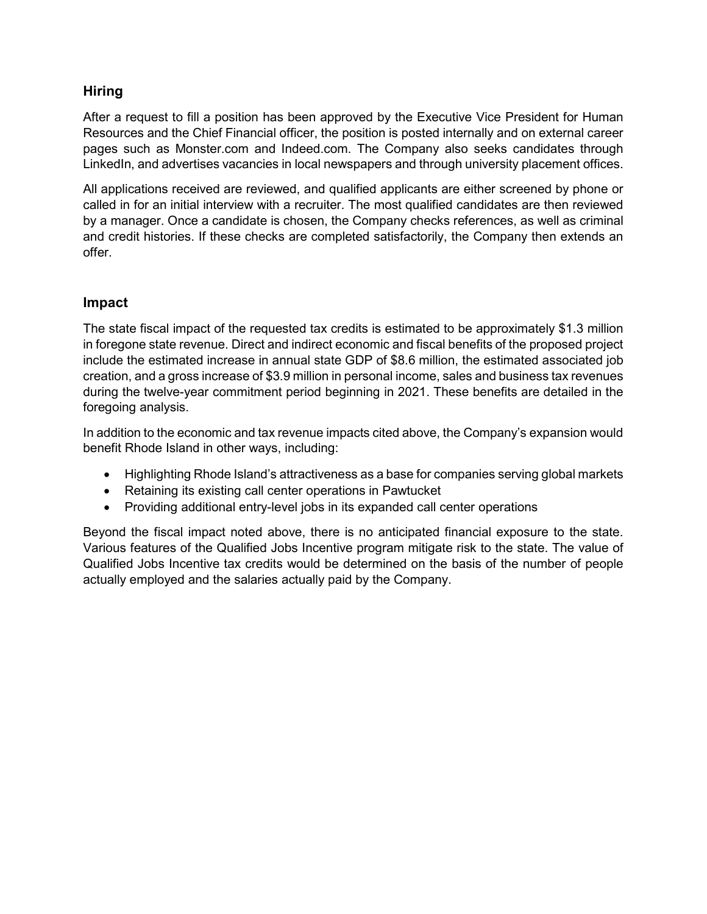## Hiring

After a request to fill a position has been approved by the Executive Vice President for Human Resources and the Chief Financial officer, the position is posted internally and on external career pages such as Monster.com and Indeed.com. The Company also seeks candidates through LinkedIn, and advertises vacancies in local newspapers and through university placement offices.

All applications received are reviewed, and qualified applicants are either screened by phone or called in for an initial interview with a recruiter. The most qualified candidates are then reviewed by a manager. Once a candidate is chosen, the Company checks references, as well as criminal and credit histories. If these checks are completed satisfactorily, the Company then extends an offer.

## Impact

The state fiscal impact of the requested tax credits is estimated to be approximately $1.3 million in foregone state revenue. Direct and indirect economic and fiscal benefits of the proposed project include the estimated increase in annual state GDP of $8.6 million, the estimated associated job creation, and a gross increase of $3.9 million in personal income, sales and business tax revenues during the twelve-year commitment period beginning in 2021. These benefits are detailed in the foregoing analysis.

In addition to the economic and tax revenue impacts cited above, the Company's expansion would benefit Rhode Island in other ways, including:

- Highlighting Rhode Island's attractiveness as a base for companies serving global markets
- Retaining its existing call center operations in Pawtucket
- Providing additional entry-level jobs in its expanded call center operations

Beyond the fiscal impact noted above, there is no anticipated financial exposure to the state. Various features of the Qualified Jobs Incentive program mitigate risk to the state. The value of Qualified Jobs Incentive tax credits would be determined on the basis of the number of people actually employed and the salaries actually paid by the Company.